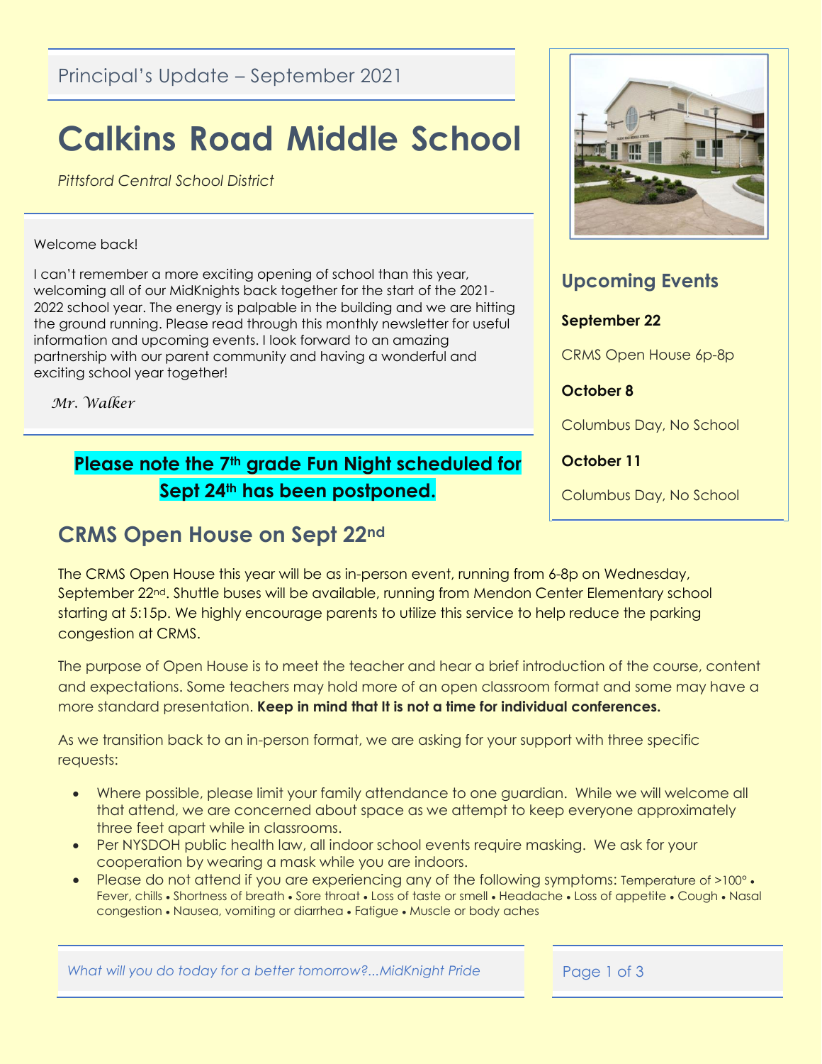Principal's Update – September 2021

# Calkins Road Middle School

*Pittsford Central School District*

Welcome back!

I can't remember a more exciting opening of school than this year, welcoming all of our MidKnights back together for the start of the 2021-2022 school year. The energy is palpable in the building and we are hitting the ground running. Please read through this monthly newsletter for useful information and upcoming events. I look forward to an amazing partnership with our parent community and having a wonderful and exciting school year together!

*Mr. Walker*

## Upcoming Events

**September 22**

CRMS Open House 6p-8p

**October 8**

Columbus Day, No School

**October 11**

Columbus Day, No School

**Please note the 7th grade Fun Night scheduled for Sept 24th has been postponed.**

## CRMS Open House on Sept 22nd

The CRMS Open House this year will be as in-person event, running from 6-8p on Wednesday, September 22nd. Shuttle buses will be available, running from Mendon Center Elementary school starting at 5:15p. We highly encourage parents to utilize this service to help reduce the parking congestion at CRMS.

The purpose of Open House is to meet the teacher and hear a brief introduction of the course, content and expectations. Some teachers may hold more of an open classroom format and some may have a more standard presentation. **Keep in mind that It is not a time for individual conferences.**

As we transition back to an in-person format, we are asking for your support with three specific requests:

- Where possible, please limit your family attendance to one guardian. While we will welcome all that attend, we are concerned about space as we attempt to keep everyone approximately three feet apart while in classrooms.
- Per NYSDOH public health law, all indoor school events require masking. We ask for your cooperation by wearing a mask while you are indoors.
- Please do not attend if you are experiencing any of the following symptoms: Temperature of >100° • Fever, chills • Shortness of breath • Sore throat • Loss of taste or smell • Headache • Loss of appetite • Cough • Nasal congestion • Nausea, vomiting or diarrhea • Fatigue • Muscle or body aches

*What will you do today for a better tomorrow?...MidKnight Pride*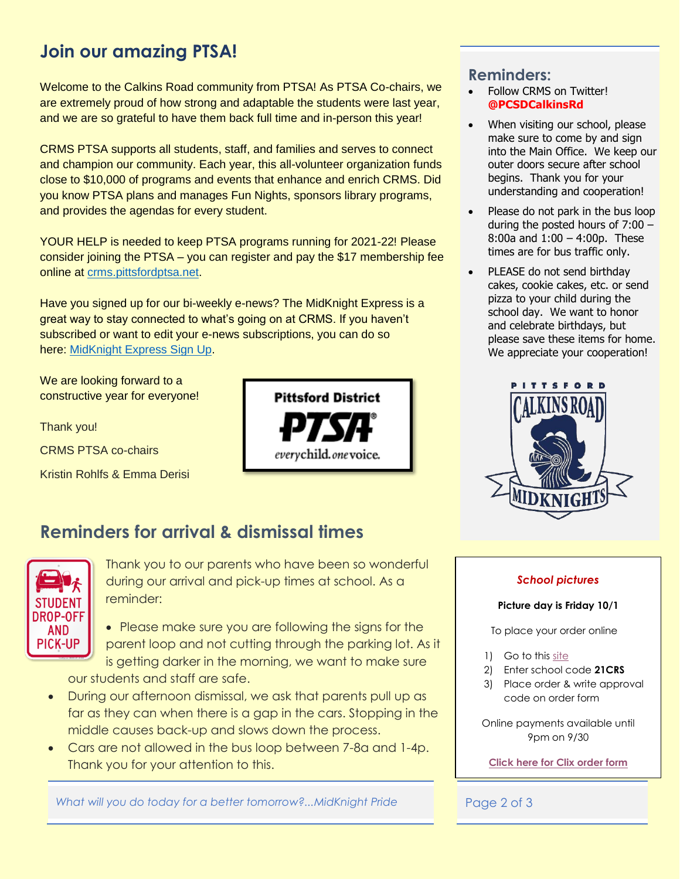## Join our amazing PTSA!

Welcome to the Calkins Road community from PTSA! As PTSA Co-chairs, we are extremely proud of how strong and adaptable the students were last year, and we are so grateful to have them back full time and in-person this year!

CRMS PTSA supports all students, staff, and families and serves to connect and champion our community. Each year, this all-volunteer organization funds close to $10,000 of programs and events that enhance and enrich CRMS. Did you know PTSA plans and manages Fun Nights, sponsors library programs, and provides the agendas for every student.

YOUR HELP is needed to keep PTSA programs running for 2021-22! Please consider joining the PTSA – you can register and pay the $17 membership fee online at crms.pittsfordptsa.net.

Have you signed up for our bi-weekly e-news? The MidKnight Express is a great way to stay connected to what's going on at CRMS. If you haven't subscribed or want to edit your e-news subscriptions, you can do so here: MidKnight Express Sign Up.

We are looking forward to a constructive year for everyone!

Thank you!

CRMS PTSA co-chairs

Kristin Rohlfs & Emma Derisi

Pittsford District PTSA — *everychild. onevoice.*

## Reminders for arrival & dismissal times

STUDENT DROP-OFF AND PICK-UP

Thank you to our parents who have been so wonderful during our arrival and pick-up times at school. As a reminder:

- Please make sure you are following the signs for the parent loop and not cutting through the parking lot. As it is getting darker in the morning, we want to make sure our students and staff are safe.
- During our afternoon dismissal, we ask that parents pull up as far as they can when there is a gap in the cars. Stopping in the middle causes back-up and slows down the process.
- Cars are not allowed in the bus loop between 7-8a and 1-4p. Thank you for your attention to this.

*What will you do today for a better tomorrow?...MidKnight Pride*

## Reminders:

- Follow CRMS on Twitter! **@PCSDCalkinsRd**
- When visiting our school, please make sure to come by and sign into the Main Office. We keep our outer doors secure after school begins. Thank you for your understanding and cooperation!
- Please do not park in the bus loop during the posted hours of 7:00 – 8:00a and 1:00 – 4:00p. These times are for bus traffic only.
- PLEASE do not send birthday cakes, cookie cakes, etc. or send pizza to your child during the school day. We want to honor and celebrate birthdays, but please save these items for home. We appreciate your cooperation!

PITTSFORD CALKINS ROAD MIDKNIGHTS

### *School pictures*

**Picture day is Friday 10/1**

To place your order online

1) Go to this site
2) Enter school code **21CRS**
3) Place order & write approval code on order form

Online payments available until 9pm on 9/30

**Click here for Clix order form**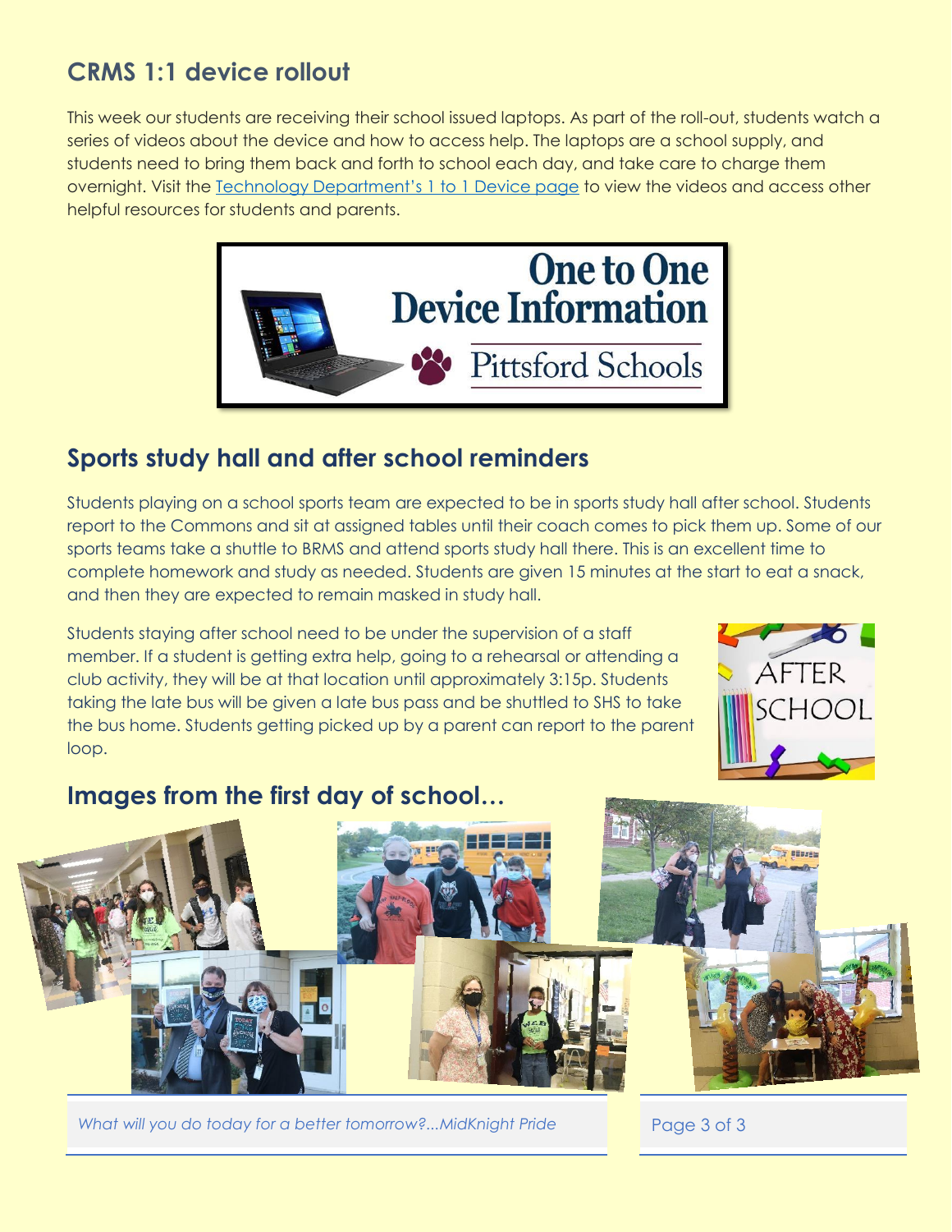## CRMS 1:1 device rollout

This week our students are receiving their school issued laptops. As part of the roll-out, students watch a series of videos about the device and how to access help. The laptops are a school supply, and students need to bring them back and forth to school each day, and take care to charge them overnight. Visit the Technology Department's 1 to 1 Device page to view the videos and access other helpful resources for students and parents.

## Sports study hall and after school reminders

Students playing on a school sports team are expected to be in sports study hall after school. Students report to the Commons and sit at assigned tables until their coach comes to pick them up. Some of our sports teams take a shuttle to BRMS and attend sports study hall there. This is an excellent time to complete homework and study as needed. Students are given 15 minutes at the start to eat a snack, and then they are expected to remain masked in study hall.

Students staying after school need to be under the supervision of a staff member. If a student is getting extra help, going to a rehearsal or attending a club activity, they will be at that location until approximately 3:15p. Students taking the late bus will be given a late bus pass and be shuttled to SHS to take the bus home. Students getting picked up by a parent can report to the parent loop.

## Images from the first day of school…

*What will you do today for a better tomorrow?...MidKnight Pride*